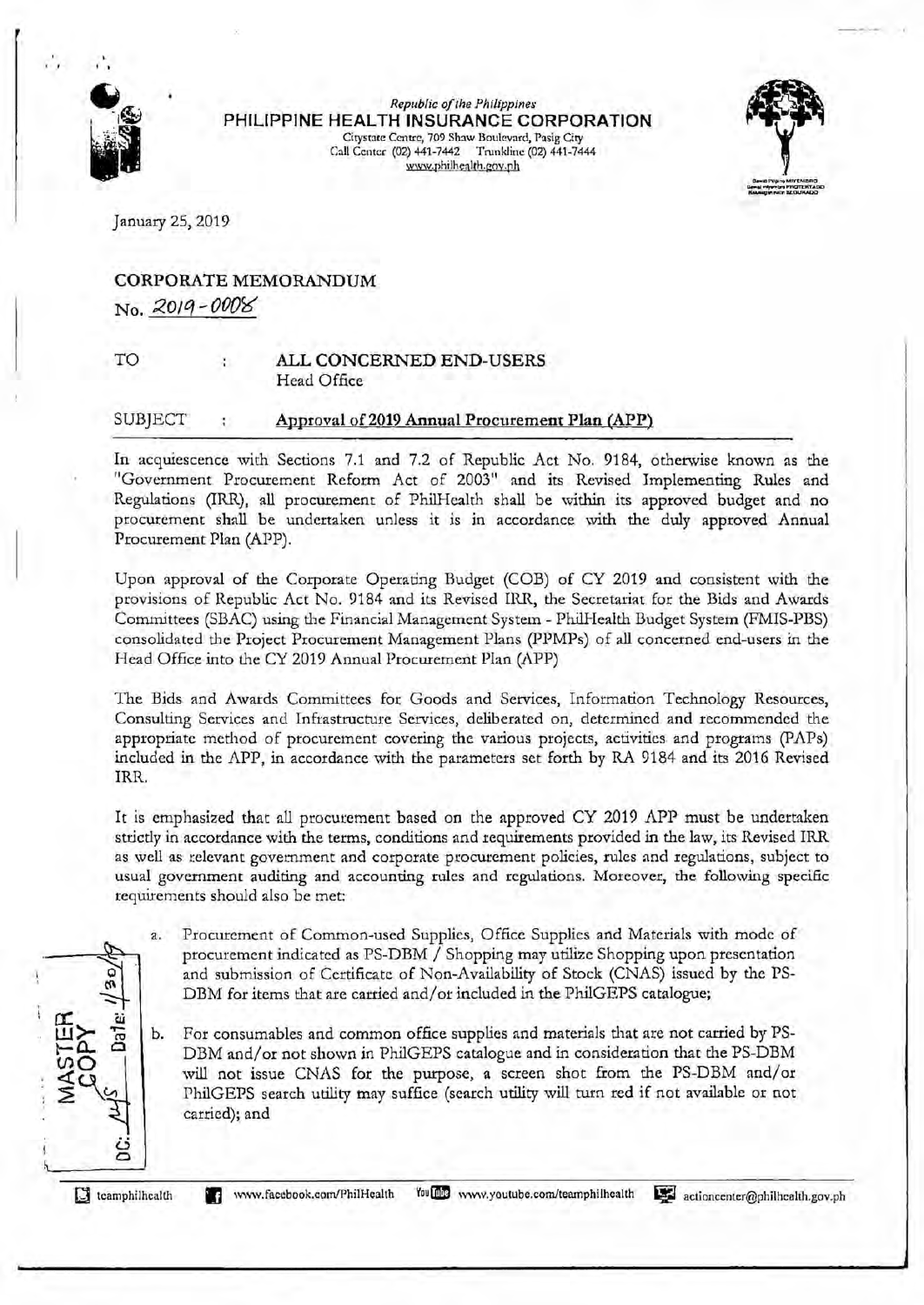Republic of the Philippines
**PHILIPPINE HEALTH INSURANCE CORPORATION**
Citystate Centre, 709 Shaw Boulevard, Pasig City
Call Center (02) 441-7442 Trunkline (02) 441-7444
www.philhealth.gov.ph

January 25, 2019

**CORPORATE MEMORANDUM**
No. 2019-0008

TO : **ALL CONCERNED END-USERS**
Head Office

SUBJECT : **Approval of 2019 Annual Procurement Plan (APP)**

In acquiescence with Sections 7.1 and 7.2 of Republic Act No. 9184, otherwise known as the "Government Procurement Reform Act of 2003" and its Revised Implementing Rules and Regulations (IRR), all procurement of PhilHealth shall be within its approved budget and no procurement shall be undertaken unless it is in accordance with the duly approved Annual Procurement Plan (APP).

Upon approval of the Corporate Operating Budget (COB) of CY 2019 and consistent with the provisions of Republic Act No. 9184 and its Revised IRR, the Secretariat for the Bids and Awards Committees (SBAC) using the Financial Management System - PhilHealth Budget System (FMIS-PBS) consolidated the Project Procurement Management Plans (PPMPs) of all concerned end-users in the Head Office into the CY 2019 Annual Procurement Plan (APP)

The Bids and Awards Committees for Goods and Services, Information Technology Resources, Consulting Services and Infrastructure Services, deliberated on, determined and recommended the appropriate method of procurement covering the various projects, activities and programs (PAPs) included in the APP, in accordance with the parameters set forth by RA 9184 and its 2016 Revised IRR.

It is emphasized that all procurement based on the approved CY 2019 APP must be undertaken strictly in accordance with the terms, conditions and requirements provided in the law, its Revised IRR as well as relevant government and corporate procurement policies, rules and regulations, subject to usual government auditing and accounting rules and regulations. Moreover, the following specific requirements should also be met:

a. Procurement of Common-used Supplies, Office Supplies and Materials with mode of procurement indicated as PS-DBM / Shopping may utilize Shopping upon presentation and submission of Certificate of Non-Availability of Stock (CNAS) issued by the PS-DBM for items that are carried and/or included in the PhilGEPS catalogue;

b. For consumables and common office supplies and materials that are not carried by PS-DBM and/or not shown in PhilGEPS catalogue and in consideration that the PS-DBM will not issue CNAS for the purpose, a screen shot from the PS-DBM and/or PhilGEPS search utility may suffice (search utility will turn red if not available or not carried); and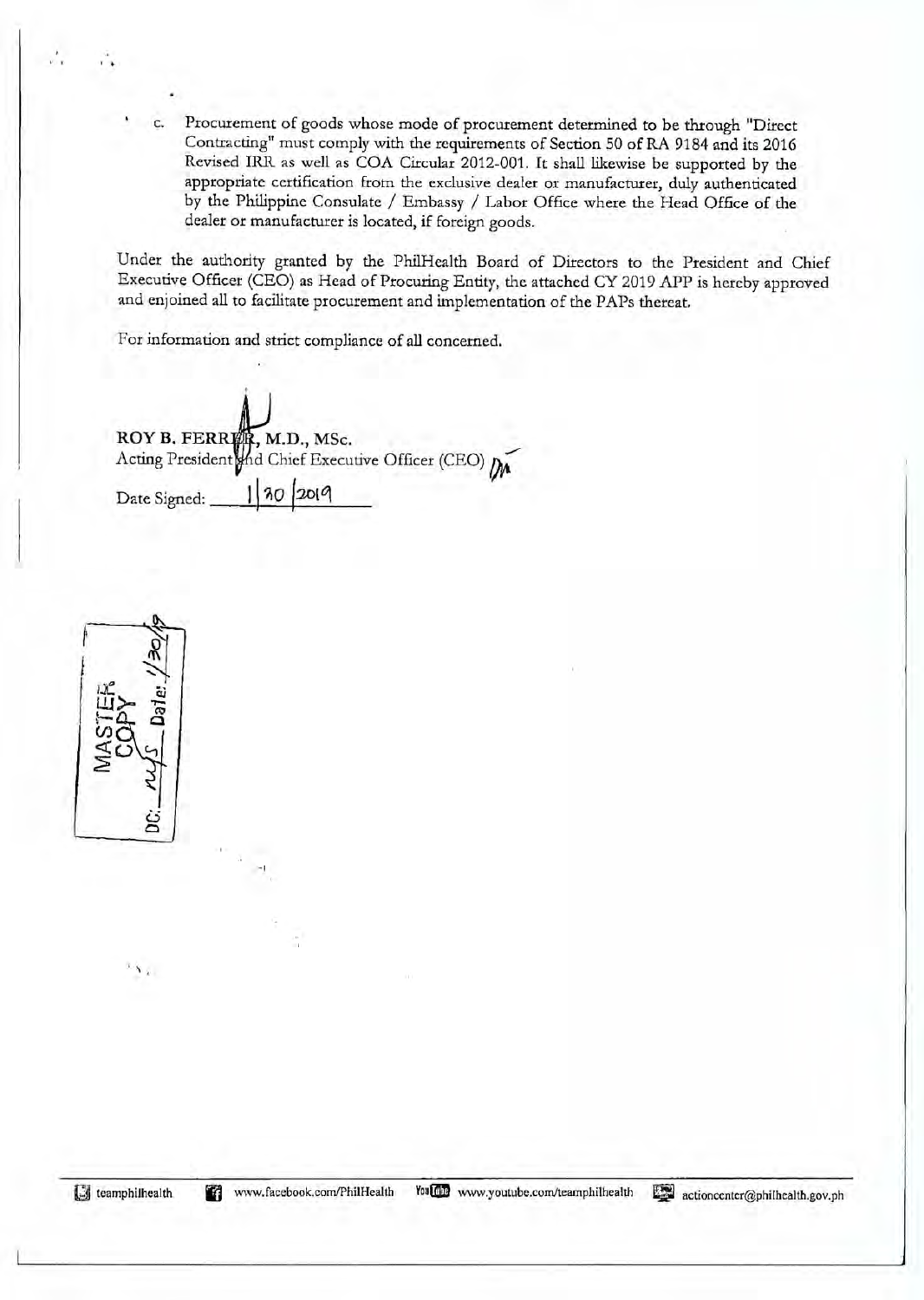c. Procurement of goods whose mode of procurement determined to be through "Direct Contracting" must comply with the requirements of Section 50 of RA 9184 and its 2016 Revised IRR as well as COA Circular 2012-001. It shall likewise be supported by the appropriate certification from the exclusive dealer or manufacturer, duly authenticated by the Philippine Consulate / Embassy / Labor Office where the Head Office of the dealer or manufacturer is located, if foreign goods.

Under the authority granted by the PhilHealth Board of Directors to the President and Chief Executive Officer (CEO) as Head of Procuring Entity, the attached CY 2019 APP is hereby approved and enjoined all to facilitate procurement and implementation of the PAPs thereat.

For information and strict compliance of all concerned.

**ROY B. FERRER, M.D., MSc.**
Acting President and Chief Executive Officer (CEO)

Date Signed: 1/30/2019

MASTER COPY
DC: \_\_\_\_ Date: 1/30/19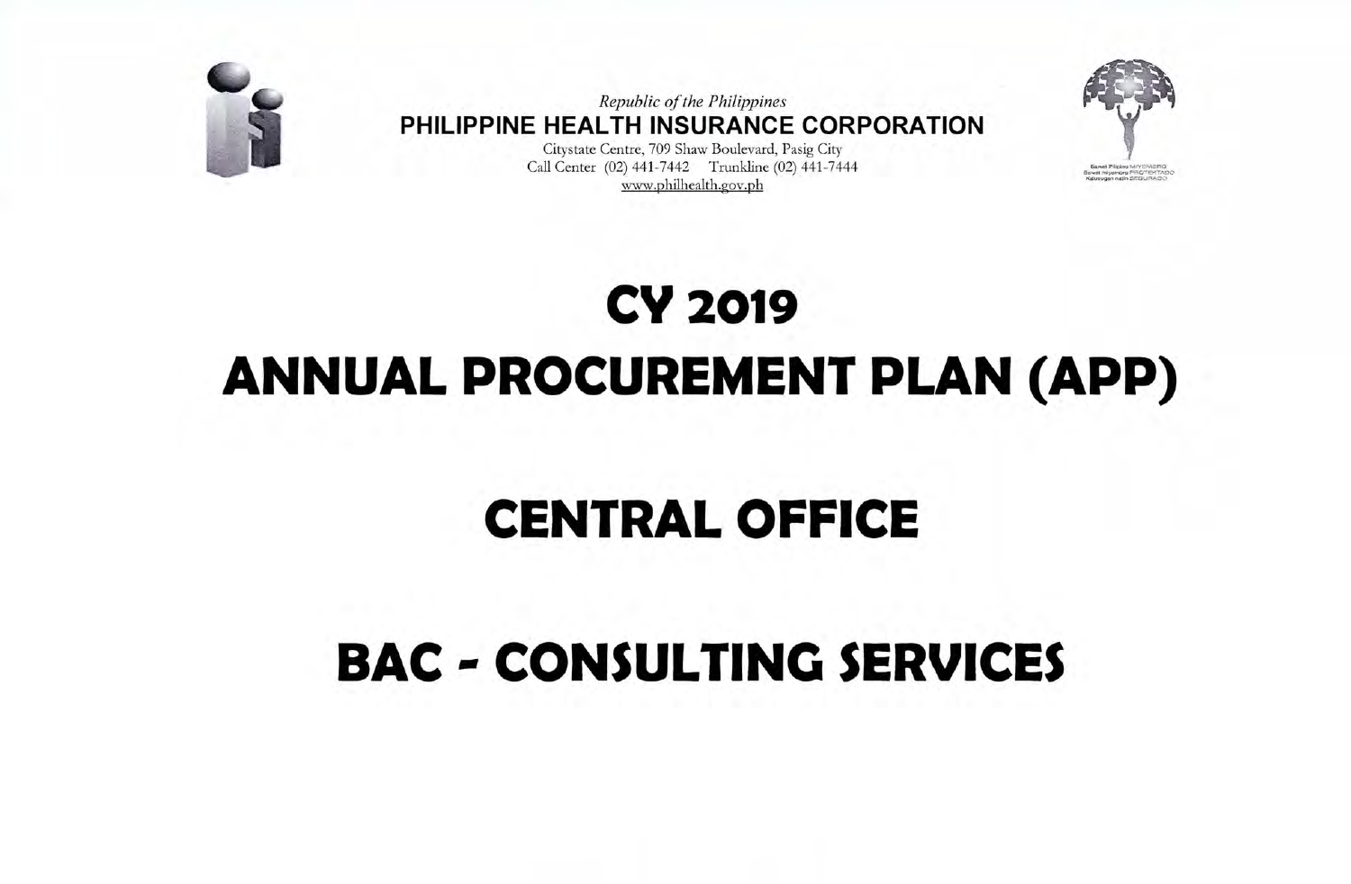*Republic of the Philippines*
**PHILIPPINE HEALTH INSURANCE CORPORATION**
Citystate Centre, 709 Shaw Boulevard, Pasig City
Call Center (02) 441-7442 Trunkline (02) 441-7444
www.philhealth.gov.ph

Bawat Pilipino MIYEMBRO
Bawat miyembro PROTEKTADO
Kalusugan natin SEGURADO

# CY 2019

# ANNUAL PROCUREMENT PLAN (APP)

# CENTRAL OFFICE

# BAC - CONSULTING SERVICES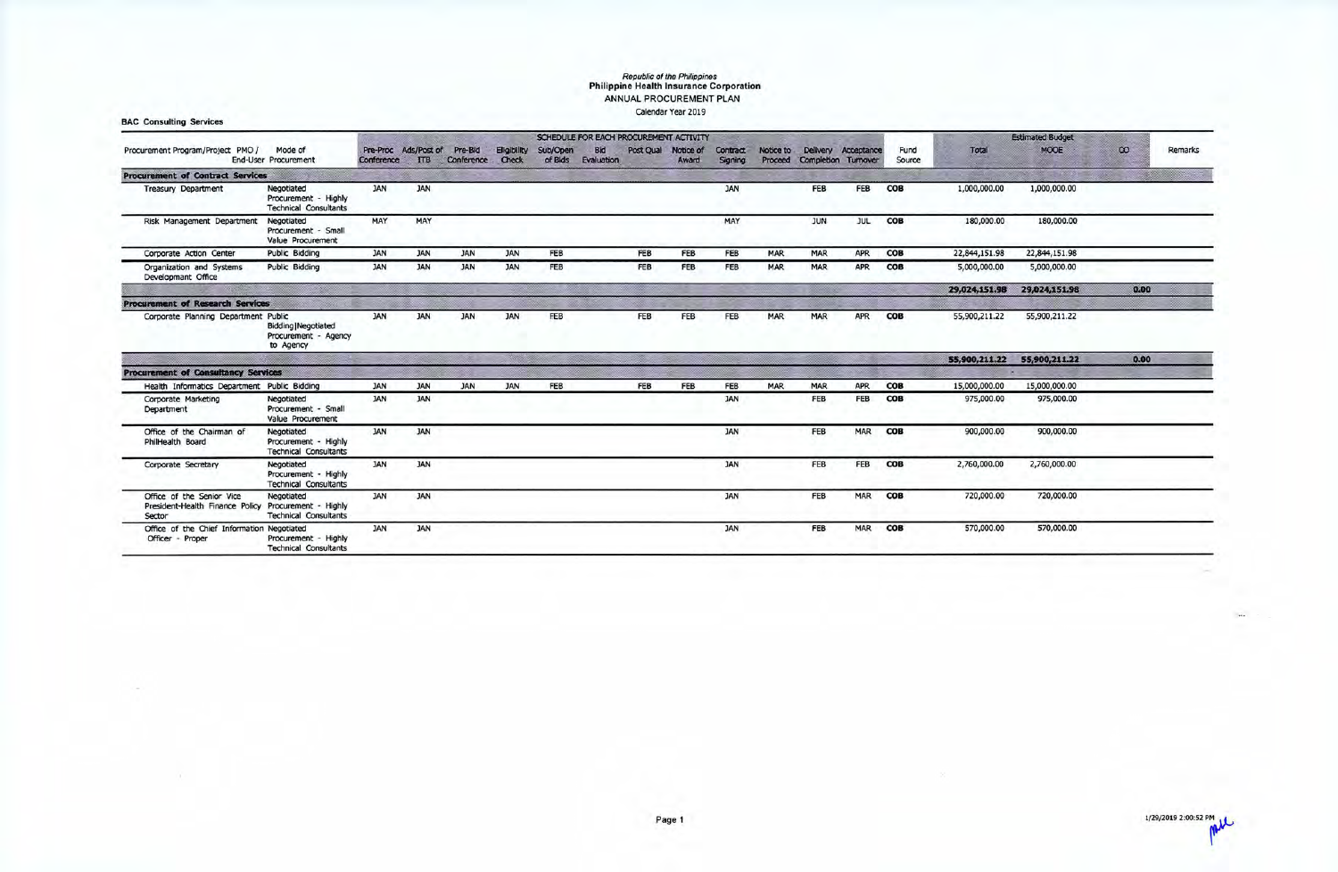Republic of the Philippines
**Philippine Health Insurance Corporation**
ANNUAL PROCUREMENT PLAN
Calendar Year 2019

**BAC Consulting Services**

| Procurement Program/Project PMO / End-User | Mode of Procurement | SCHEDULE FOR EACH PROCUREMENT ACTIVITY | | | | | | | | | | | | Fund Source | Estimated Budget | | | Remarks |
|---|---|---|---|---|---|---|---|---|---|---|---|---|---|---|---|---|---|---|
| | | Pre-Proc Conference | Ads/Post of ITB | Pre-Bid Conference | Eligibility Check | Sub/Open of Bids | Bid Evaluation | Post Qual | Notice of Award | Contract Signing | Notice to Proceed | Delivery Completion | Acceptance Turnover | | Total | MOOE | CO | |
| **Procurement of Contract Services** | | | | | | | | | | | | | | | | | | |
| Treasury Department | Negotiated Procurement - Highly Technical Consultants | JAN | JAN | | | | | | | JAN | | FEB | FEB | COB | 1,000,000.00 | 1,000,000.00 | | |
| Risk Management Department | Negotiated Procurement - Small Value Procurement | MAY | MAY | | | | | | | MAY | | JUN | JUL | COB | 180,000.00 | 180,000.00 | | |
| Corporate Action Center | Public Bidding | JAN | JAN | JAN | JAN | FEB | | FEB | FEB | FEB | MAR | MAR | APR | COB | 22,844,151.98 | 22,844,151.98 | | |
| Organization and Systems Development Office | Public Bidding | JAN | JAN | JAN | JAN | FEB | | FEB | FEB | FEB | MAR | MAR | APR | COB | 5,000,000.00 | 5,000,000.00 | | |
| | | | | | | | | | | | | | | | **29,024,151.98** | **29,024,151.98** | **0.00** | |
| **Procurement of Research Services** | | | | | | | | | | | | | | | | | | |
| Corporate Planning Department | Public Bidding\|Negotiated Procurement - Agency to Agency | JAN | JAN | JAN | JAN | FEB | | FEB | FEB | FEB | MAR | MAR | APR | COB | 55,900,211.22 | 55,900,211.22 | | |
| | | | | | | | | | | | | | | | **55,900,211.22** | **55,900,211.22** | **0.00** | |
| **Procurement of Consultancy Services** | | | | | | | | | | | | | | | | | | |
| Health Informatics Department | Public Bidding | JAN | JAN | JAN | JAN | FEB | | FEB | FEB | FEB | MAR | MAR | APR | COB | 15,000,000.00 | 15,000,000.00 | | |
| Corporate Marketing Department | Negotiated Procurement - Small Value Procurement | JAN | JAN | | | | | | | JAN | | FEB | FEB | COB | 975,000.00 | 975,000.00 | | |
| Office of the Chairman of PhilHealth Board | Negotiated Procurement - Highly Technical Consultants | JAN | JAN | | | | | | | JAN | | FEB | MAR | COB | 900,000.00 | 900,000.00 | | |
| Corporate Secretary | Negotiated Procurement - Highly Technical Consultants | JAN | JAN | | | | | | | JAN | | FEB | FEB | COB | 2,760,000.00 | 2,760,000.00 | | |
| Office of the Senior Vice President-Health Finance Policy Sector | Negotiated Procurement - Highly Technical Consultants | JAN | JAN | | | | | | | JAN | | FEB | MAR | COB | 720,000.00 | 720,000.00 | | |
| Office of the Chief Information Officer - Proper | Negotiated Procurement - Highly Technical Consultants | JAN | JAN | | | | | | | JAN | | FEB | MAR | COB | 570,000.00 | 570,000.00 | | |

1/29/2019 2:00:52 PM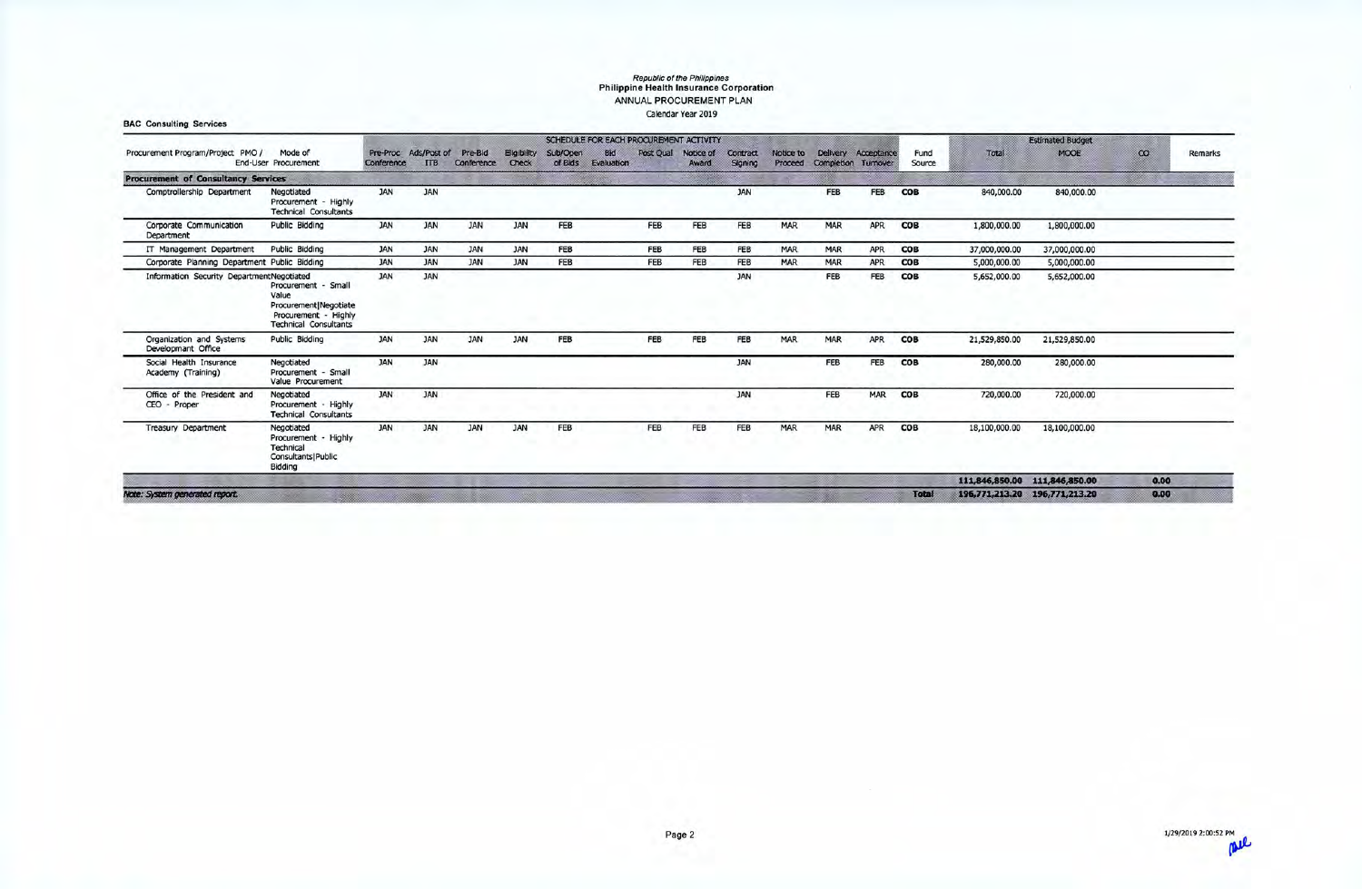Republic of the Philippines
**Philippine Health Insurance Corporation**
ANNUAL PROCUREMENT PLAN
Calendar Year 2019

**BAC Consulting Services**

| Procurement Program/Project PMO / End-User | Mode of Procurement | SCHEDULE FOR EACH PROCUREMENT ACTIVITY | | | | | | | | | | | | Fund Source | Estimated Budget | | | Remarks |
|---|---|---|---|---|---|---|---|---|---|---|---|---|---|---|---|---|---|---|
| | | Pre-Proc Conference | Ads/Post of ITB | Pre-Bid Conference | Eligibility Check | Sub/Open of Bids | Bid Evaluation | Post Qual | Notice of Award | Contract Signing | Notice to Proceed | Delivery Completion | Acceptance Turnover | | Total | MOOE | CO | |
| **Procurement of Consultancy Services** | | | | | | | | | | | | | | | | | | |
| Comptrollership Department | Negotiated Procurement - Highly Technical Consultants | JAN | JAN | | | | | | | JAN | | FEB | FEB | COB | 840,000.00 | 840,000.00 | | |
| Corporate Communication Department | Public Bidding | JAN | JAN | JAN | JAN | FEB | | FEB | FEB | FEB | MAR | MAR | APR | COB | 1,800,000.00 | 1,800,000.00 | | |
| IT Management Department | Public Bidding | JAN | JAN | JAN | JAN | FEB | | FEB | FEB | FEB | MAR | MAR | APR | COB | 37,000,000.00 | 37,000,000.00 | | |
| Corporate Planning Department | Public Bidding | JAN | JAN | JAN | JAN | FEB | | FEB | FEB | FEB | MAR | MAR | APR | COB | 5,000,000.00 | 5,000,000.00 | | |
| Information Security Department | Negotiated Procurement - Small Value Procurement\|Negotiate Procurement - Highly Technical Consultants | JAN | JAN | | | | | | | JAN | | FEB | FEB | COB | 5,652,000.00 | 5,652,000.00 | | |
| Organization and Systems Development Office | Public Bidding | JAN | JAN | JAN | JAN | FEB | | FEB | FEB | FEB | MAR | MAR | APR | COB | 21,529,850.00 | 21,529,850.00 | | |
| Social Health Insurance Academy (Training) | Negotiated Procurement - Small Value Procurement | JAN | JAN | | | | | | | JAN | | FEB | FEB | COB | 280,000.00 | 280,000.00 | | |
| Office of the President and CEO - Proper | Negotiated Procurement - Highly Technical Consultants | JAN | JAN | | | | | | | JAN | | FEB | MAR | COB | 720,000.00 | 720,000.00 | | |
| Treasury Department | Negotiated Procurement - Highly Technical Consultants\|Public Bidding | JAN | JAN | JAN | JAN | FEB | | FEB | FEB | FEB | MAR | MAR | APR | COB | 18,100,000.00 | 18,100,000.00 | | |
| | | | | | | | | | | | | | | | 111,846,850.00 | 111,846,850.00 | 0.00 | |
| *Note: System generated report.* | | | | | | | | | | | | | | **Total** | 196,771,213.20 | 196,771,213.20 | 0.00 | |

1/29/2019 2:00:52 PM